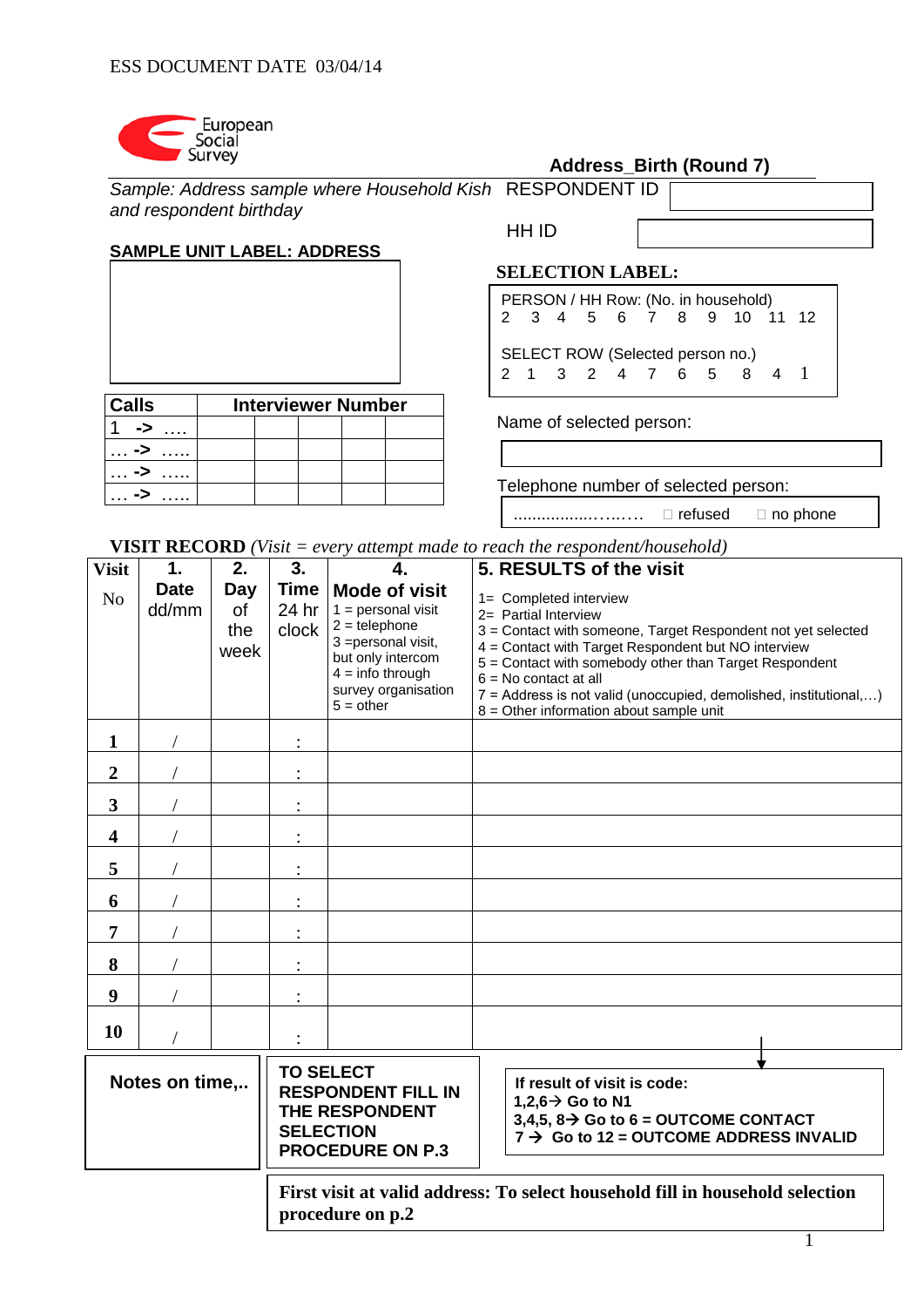ESS DOCUMENT DATE 03/04/14

European Social Survey

## Address_Birth (Round 7)

*Sample: Address sample where Household Kish and respondent birthday*

RESPONDENT ID

HH ID

**SAMPLE UNIT LABEL: ADDRESS**

**SELECTION LABEL:**

| PERSON / HH Row: (No. in household) | 2 | 3 | 4 | 5 | 6 | 7 | 8 | 9 | 10 | 11 | 12 |
|---|---|---|---|---|---|---|---|---|---|---|---|
| SELECT ROW (Selected person no.) | 2 | 1 | 3 | 2 | 4 | 7 | 6 | 5 | 8 | 4 | 1 |

| Calls | Interviewer Number | | | | |
|---|---|---|---|---|---|
| 1 -> …. | | | | | |
| … -> ….. | | | | | |
| … -> ….. | | | | | |
| … -> ….. | | | | | |

Name of selected person:

Telephone number of selected person:

..................…..…. ☐ refused ☐ no phone

**VISIT RECORD** *(Visit = every attempt made to reach the respondent/household)*

| Visit No | 1. Date dd/mm | 2. Day of the week | 3. Time 24 hr clock | 4. Mode of visit<br>1 = personal visit<br>2 = telephone<br>3 =personal visit, but only intercom<br>4 = info through survey organisation<br>5 = other | 5. RESULTS of the visit<br>1= Completed interview<br>2= Partial Interview<br>3 = Contact with someone, Target Respondent not yet selected<br>4 = Contact with Target Respondent but NO interview<br>5 = Contact with somebody other than Target Respondent<br>6 = No contact at all<br>7 = Address is not valid (unoccupied, demolished, institutional,…)<br>8 = Other information about sample unit |
|---|---|---|---|---|---|
| 1 | / | | : | | |
| 2 | / | | : | | |
| 3 | / | | : | | |
| 4 | / | | : | | |
| 5 | / | | : | | |
| 6 | / | | : | | |
| 7 | / | | : | | |
| 8 | / | | : | | |
| 9 | / | | : | | |
| 10 | / | | : | | |

**Notes on time,..**

**TO SELECT RESPONDENT FILL IN THE RESPONDENT SELECTION PROCEDURE ON P.3**

**If result of visit is code:**
**1,2,6→ Go to N1**
**3,4,5, 8→ Go to 6 = OUTCOME CONTACT**
**7 → Go to 12 = OUTCOME ADDRESS INVALID**

**First visit at valid address: To select household fill in household selection procedure on p.2**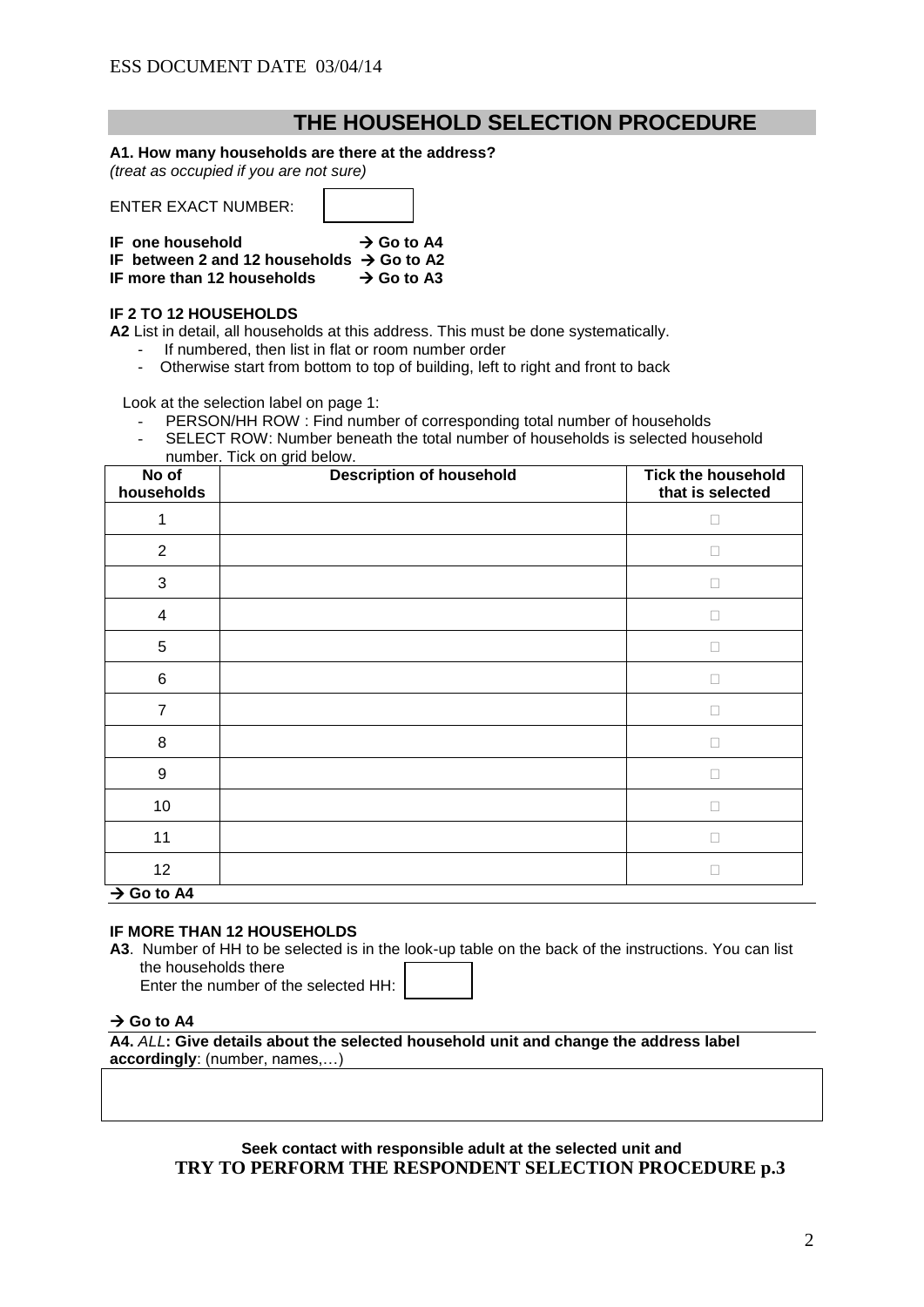ESS DOCUMENT DATE 03/04/14

## THE HOUSEHOLD SELECTION PROCEDURE

**A1. How many households are there at the address?**
*(treat as occupied if you are not sure)*

ENTER EXACT NUMBER: [ ]

**IF one household → Go to A4**
**IF between 2 and 12 households → Go to A2**
**IF more than 12 households → Go to A3**

**IF 2 TO 12 HOUSEHOLDS**

**A2** List in detail, all households at this address. This must be done systematically.

- If numbered, then list in flat or room number order
- Otherwise start from bottom to top of building, left to right and front to back

Look at the selection label on page 1:

- PERSON/HH ROW : Find number of corresponding total number of households
- SELECT ROW: Number beneath the total number of households is selected household number. Tick on grid below.

| No of households | Description of household | Tick the household that is selected |
|---|---|---|
| 1 | | □ |
| 2 | | □ |
| 3 | | □ |
| 4 | | □ |
| 5 | | □ |
| 6 | | □ |
| 7 | | □ |
| 8 | | □ |
| 9 | | □ |
| 10 | | □ |
| 11 | | □ |
| 12 | | □ |

**→ Go to A4**

**IF MORE THAN 12 HOUSEHOLDS**

**A3**. Number of HH to be selected is in the look-up table on the back of the instructions. You can list the households there

Enter the number of the selected HH: [ ]

**→ Go to A4**

**A4.** *ALL***: Give details about the selected household unit and change the address label accordingly**: (number, names,…)

**Seek contact with responsible adult at the selected unit and**
**TRY TO PERFORM THE RESPONDENT SELECTION PROCEDURE p.3**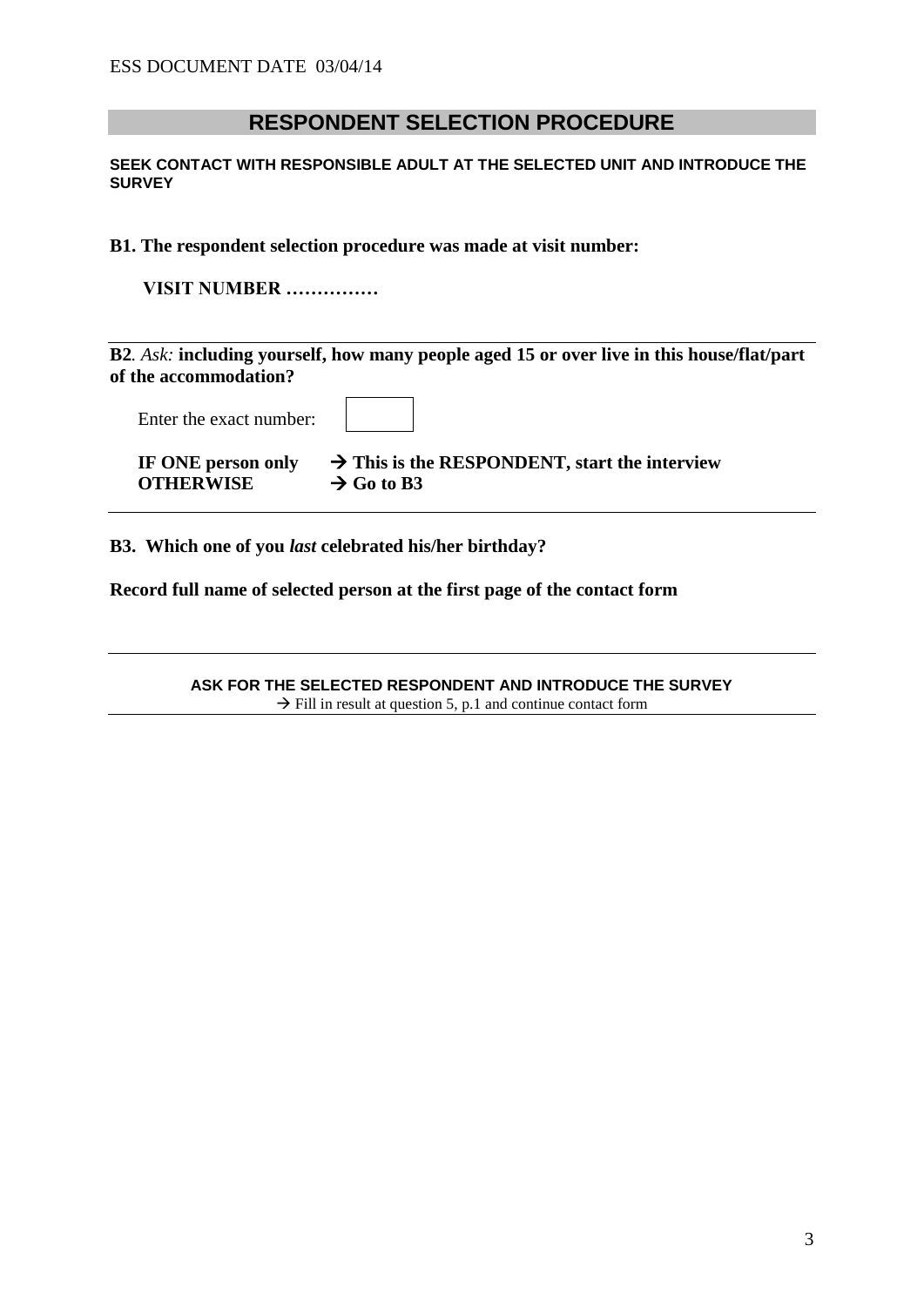## RESPONDENT SELECTION PROCEDURE

**SEEK CONTACT WITH RESPONSIBLE ADULT AT THE SELECTED UNIT AND INTRODUCE THE SURVEY**

**B1. The respondent selection procedure was made at visit number:**

**VISIT NUMBER ……………**

---

**B2***. Ask:* **including yourself, how many people aged 15 or over live in this house/flat/part of the accommodation?**

Enter the exact number: [ ]

**IF ONE person only** → **This is the RESPONDENT, start the interview**
**OTHERWISE** → **Go to B3**

---

**B3. Which one of you *last* celebrated his/her birthday?**

**Record full name of selected person at the first page of the contact form**

---

**ASK FOR THE SELECTED RESPONDENT AND INTRODUCE THE SURVEY**
→ Fill in result at question 5, p.1 and continue contact form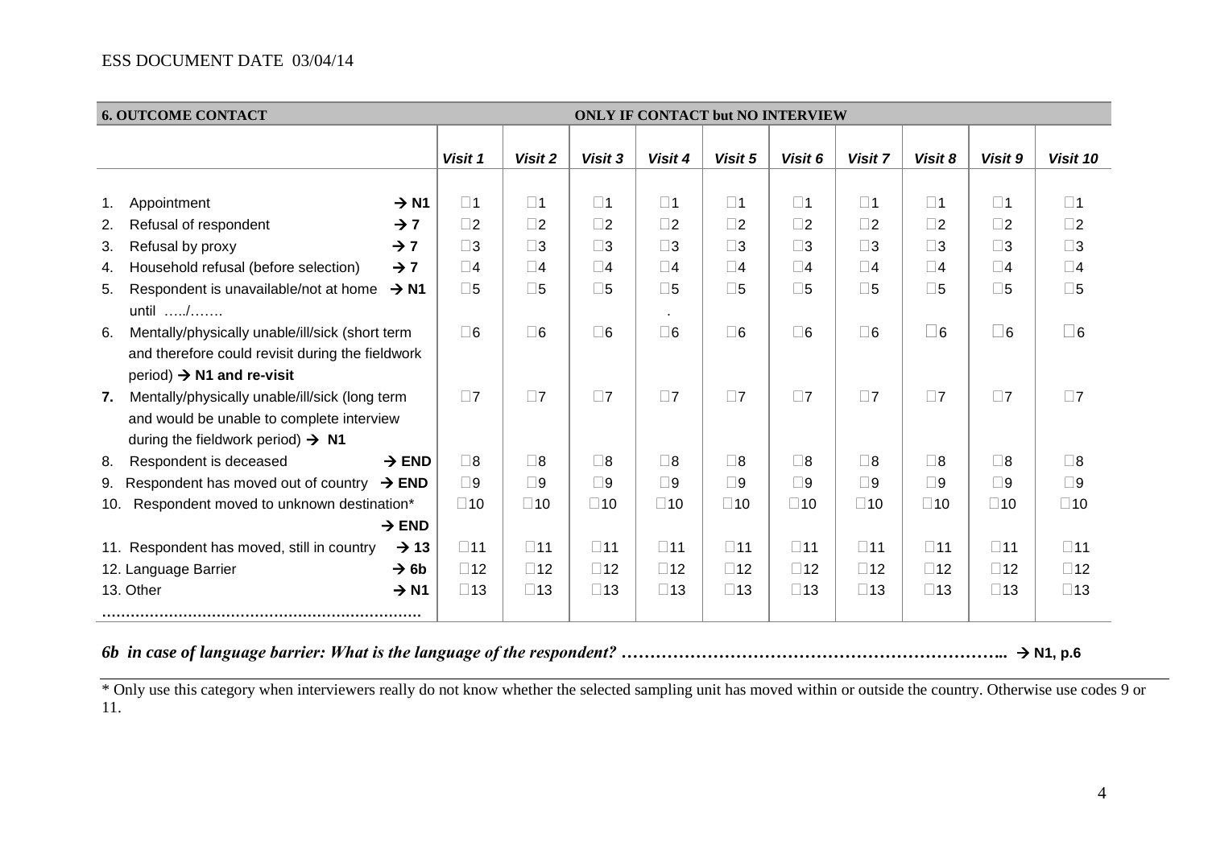| 6. OUTCOME CONTACT | ONLY IF CONTACT but NO INTERVIEW | | | | | | | | | |
|---|---|---|---|---|---|---|---|---|---|---|
| | Visit 1 | Visit 2 | Visit 3 | Visit 4 | Visit 5 | Visit 6 | Visit 7 | Visit 8 | Visit 9 | Visit 10 |
| 1. Appointment → N1 | □1 | □1 | □1 | □1 | □1 | □1 | □1 | □1 | □1 | □1 |
| 2. Refusal of respondent → 7 | □2 | □2 | □2 | □2 | □2 | □2 | □2 | □2 | □2 | □2 |
| 3. Refusal by proxy → 7 | □3 | □3 | □3 | □3 | □3 | □3 | □3 | □3 | □3 | □3 |
| 4. Household refusal (before selection) → 7 | □4 | □4 | □4 | □4 | □4 | □4 | □4 | □4 | □4 | □4 |
| 5. Respondent is unavailable/not at home → N1 until …../……. | □5 | □5 | □5 | □5 | □5 | □5 | □5 | □5 | □5 | □5 |
| 6. Mentally/physically unable/ill/sick (short term and therefore could revisit during the fieldwork period) → **N1 and re-visit** | □6 | □6 | □6 | □6 | □6 | □6 | □6 | □6 | □6 | □6 |
| **7.** Mentally/physically unable/ill/sick (long term and would be unable to complete interview during the fieldwork period) → **N1** | □7 | □7 | □7 | □7 | □7 | □7 | □7 | □7 | □7 | □7 |
| 8. Respondent is deceased → END | □8 | □8 | □8 | □8 | □8 | □8 | □8 | □8 | □8 | □8 |
| 9. Respondent has moved out of country → END | □9 | □9 | □9 | □9 | □9 | □9 | □9 | □9 | □9 | □9 |
| 10. Respondent moved to unknown destination* → END | □10 | □10 | □10 | □10 | □10 | □10 | □10 | □10 | □10 | □10 |
| 11. Respondent has moved, still in country → 13 | □11 | □11 | □11 | □11 | □11 | □11 | □11 | □11 | □11 | □11 |
| 12. Language Barrier → 6b | □12 | □12 | □12 | □12 | □12 | □12 | □12 | □12 | □12 | □12 |
| 13. Other → N1 ………………………………………………………… | □13 | □13 | □13 | □13 | □13 | □13 | □13 | □13 | □13 | □13 |

***6b in case of language barrier: What is the language of the respondent?*** ………………………………………………………….. → **N1, p.6**

\* Only use this category when interviewers really do not know whether the selected sampling unit has moved within or outside the country. Otherwise use codes 9 or 11.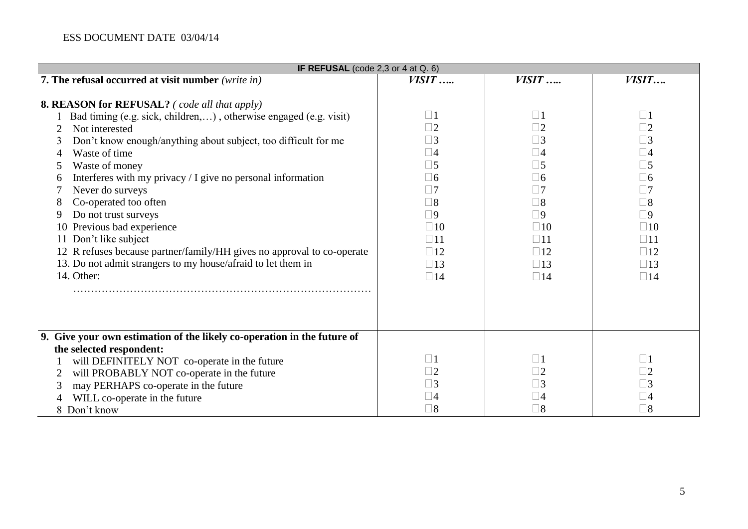ESS DOCUMENT DATE 03/04/14

| **IF REFUSAL** (code 2,3 or 4 at Q. 6) | | | |
|---|---|---|---|
| **7. The refusal occurred at visit number** *(write in)* | ***VISIT …..*** | ***VISIT …..*** | ***VISIT….*** |
| **8. REASON for REFUSAL?** *( code all that apply)* | | | |
| 1 Bad timing (e.g. sick, children,…) , otherwise engaged (e.g. visit) | □1 | □1 | □1 |
| 2 Not interested | □2 | □2 | □2 |
| 3 Don't know enough/anything about subject, too difficult for me | □3 | □3 | □3 |
| 4 Waste of time | □4 | □4 | □4 |
| 5 Waste of money | □5 | □5 | □5 |
| 6 Interferes with my privacy / I give no personal information | □6 | □6 | □6 |
| 7 Never do surveys | □7 | □7 | □7 |
| 8 Co-operated too often | □8 | □8 | □8 |
| 9 Do not trust surveys | □9 | □9 | □9 |
| 10 Previous bad experience | □10 | □10 | □10 |
| 11 Don't like subject | □11 | □11 | □11 |
| 12 R refuses because partner/family/HH gives no approval to co-operate | □12 | □12 | □12 |
| 13. Do not admit strangers to my house/afraid to let them in | □13 | □13 | □13 |
| 14. Other: ……………………………………………………………………… | □14 | □14 | □14 |
| **9. Give your own estimation of the likely co-operation in the future of the selected respondent:** | | | |
| 1 will DEFINITELY NOT co-operate in the future | □1 | □1 | □1 |
| 2 will PROBABLY NOT co-operate in the future | □2 | □2 | □2 |
| 3 may PERHAPS co-operate in the future | □3 | □3 | □3 |
| 4 WILL co-operate in the future | □4 | □4 | □4 |
| 8 Don't know | □8 | □8 | □8 |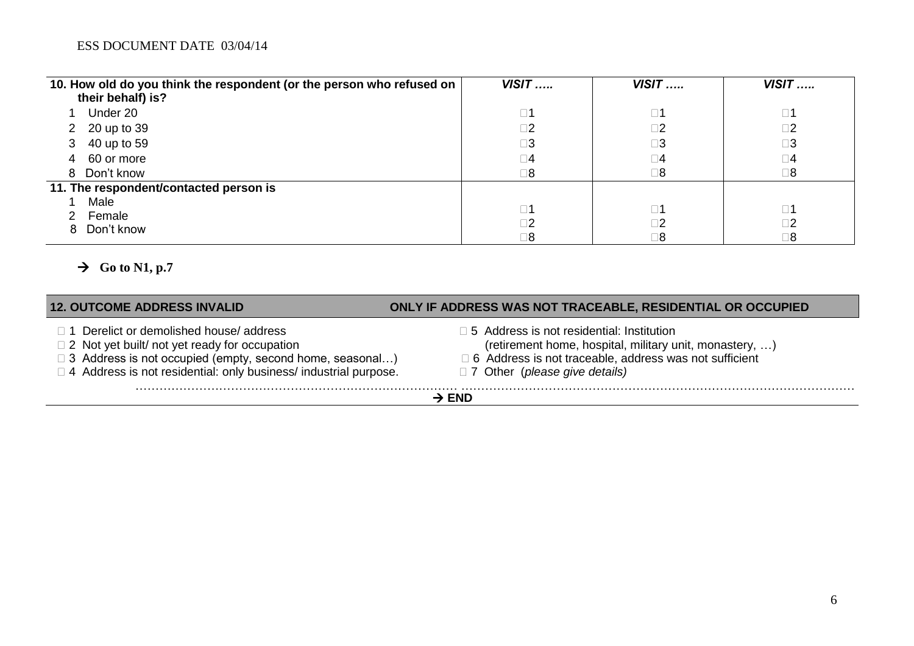| 10. How old do you think the respondent (or the person who refused on their behalf) is? | *VISIT …..* | *VISIT …..* | *VISIT …..* |
|---|---|---|---|
| 1 Under 20 | □1 | □1 | □1 |
| 2 20 up to 39 | □2 | □2 | □2 |
| 3 40 up to 59 | □3 | □3 | □3 |
| 4 60 or more | □4 | □4 | □4 |
| 8 Don't know | □8 | □8 | □8 |
| **11. The respondent/contacted person is** | | | |
| 1 Male | □1 | □1 | □1 |
| 2 Female | □2 | □2 | □2 |
| 8 Don't know | □8 | □8 | □8 |

→ **Go to N1, p.7**

| **12. OUTCOME ADDRESS INVALID** | **ONLY IF ADDRESS WAS NOT TRACEABLE, RESIDENTIAL OR OCCUPIED** |
|---|---|
| □ 1 Derelict or demolished house/ address | □ 5 Address is not residential: Institution (retirement home, hospital, military unit, monastery, …) |
| □ 2 Not yet built/ not yet ready for occupation | □ 6 Address is not traceable, address was not sufficient |
| □ 3 Address is not occupied (empty, second home, seasonal…) | □ 7 Other (*please give details*) |
| □ 4 Address is not residential: only business/ industrial purpose. | …………………………………………………………………………………… |

→ **END**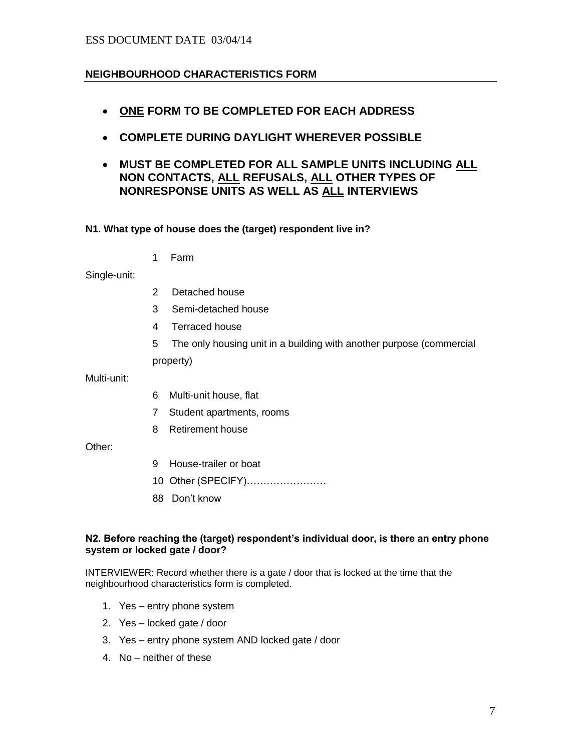## NEIGHBOURHOOD CHARACTERISTICS FORM

- **<u>ONE</u> FORM TO BE COMPLETED FOR EACH ADDRESS**
- **COMPLETE DURING DAYLIGHT WHEREVER POSSIBLE**
- **MUST BE COMPLETED FOR ALL SAMPLE UNITS INCLUDING <u>ALL</u> NON CONTACTS, <u>ALL</u> REFUSALS, <u>ALL</u> OTHER TYPES OF NONRESPONSE UNITS AS WELL AS <u>ALL</u> INTERVIEWS**

**N1. What type of house does the (target) respondent live in?**

1 Farm

Single-unit:

2 Detached house

3 Semi-detached house

4 Terraced house

5 The only housing unit in a building with another purpose (commercial property)

Multi-unit:

6 Multi-unit house, flat

7 Student apartments, rooms

8 Retirement house

Other:

9 House-trailer or boat

10 Other (SPECIFY)……………………

88 Don't know

**N2. Before reaching the (target) respondent's individual door, is there an entry phone system or locked gate / door?**

INTERVIEWER: Record whether there is a gate / door that is locked at the time that the neighbourhood characteristics form is completed.

1. Yes – entry phone system
2. Yes – locked gate / door
3. Yes – entry phone system AND locked gate / door
4. No – neither of these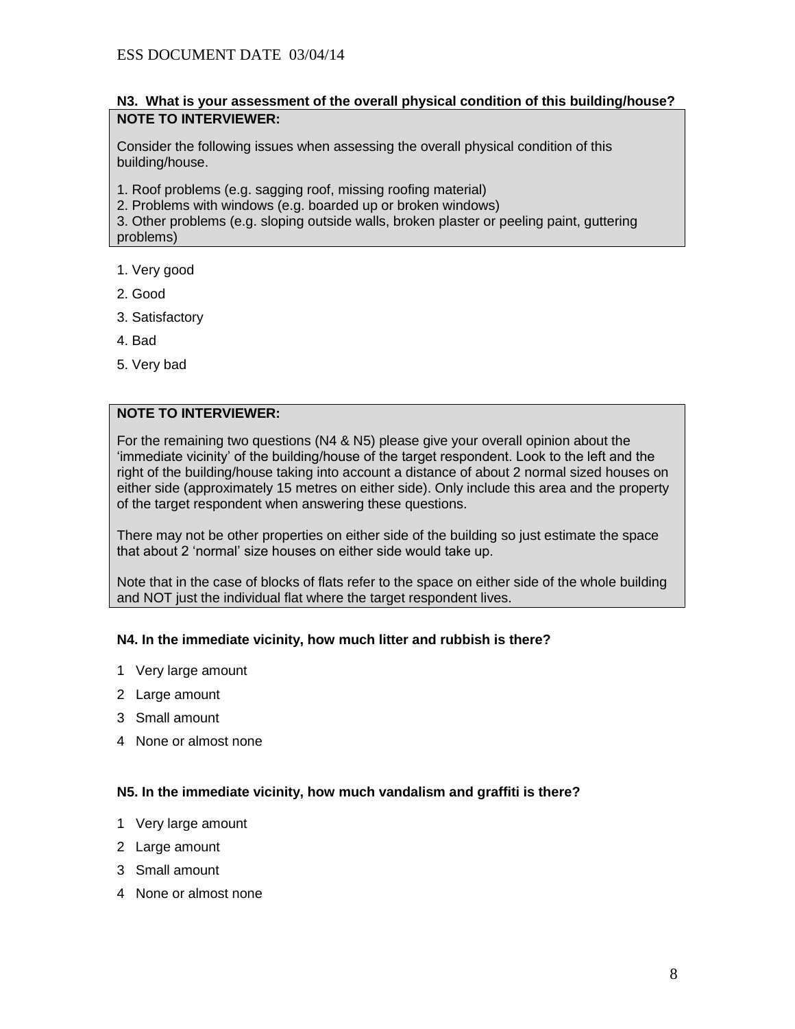**N3. What is your assessment of the overall physical condition of this building/house?**

**NOTE TO INTERVIEWER:**

Consider the following issues when assessing the overall physical condition of this building/house.

1. Roof problems (e.g. sagging roof, missing roofing material)
2. Problems with windows (e.g. boarded up or broken windows)
3. Other problems (e.g. sloping outside walls, broken plaster or peeling paint, guttering problems)

1. Very good
2. Good
3. Satisfactory
4. Bad
5. Very bad

**NOTE TO INTERVIEWER:**

For the remaining two questions (N4 & N5) please give your overall opinion about the 'immediate vicinity' of the building/house of the target respondent. Look to the left and the right of the building/house taking into account a distance of about 2 normal sized houses on either side (approximately 15 metres on either side). Only include this area and the property of the target respondent when answering these questions.

There may not be other properties on either side of the building so just estimate the space that about 2 'normal' size houses on either side would take up.

Note that in the case of blocks of flats refer to the space on either side of the whole building and NOT just the individual flat where the target respondent lives.

**N4. In the immediate vicinity, how much litter and rubbish is there?**

1 Very large amount
2 Large amount
3 Small amount
4 None or almost none

**N5. In the immediate vicinity, how much vandalism and graffiti is there?**

1 Very large amount
2 Large amount
3 Small amount
4 None or almost none